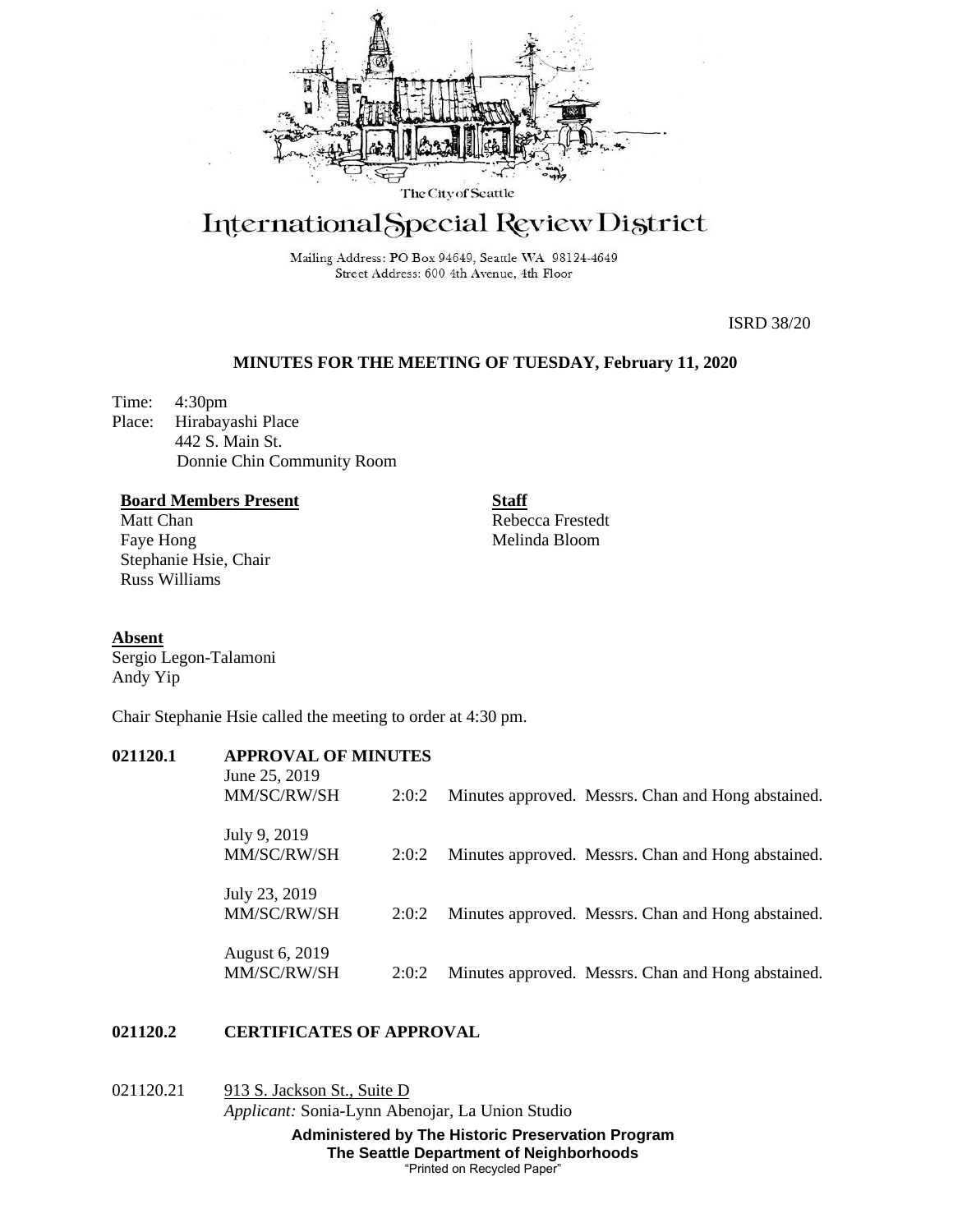The City of Seattle

# International Special Review District

Mailing Address: PO Box 94649, Seattle WA 98124-4649
Street Address: 600 4th Avenue, 4th Floor

ISRD 38/20

## MINUTES FOR THE MEETING OF TUESDAY, February 11, 2020

Time: 4:30pm
Place: Hirabayashi Place
442 S. Main St.
Donnie Chin Community Room

**Board Members Present**
Matt Chan
Faye Hong
Stephanie Hsie, Chair
Russ Williams

**Staff**
Rebecca Frestedt
Melinda Bloom

**Absent**
Sergio Legon-Talamoni
Andy Yip

Chair Stephanie Hsie called the meeting to order at 4:30 pm.

**021120.1 APPROVAL OF MINUTES**

June 25, 2019
MM/SC/RW/SH 2:0:2 Minutes approved. Messrs. Chan and Hong abstained.

July 9, 2019
MM/SC/RW/SH 2:0:2 Minutes approved. Messrs. Chan and Hong abstained.

July 23, 2019
MM/SC/RW/SH 2:0:2 Minutes approved. Messrs. Chan and Hong abstained.

August 6, 2019
MM/SC/RW/SH 2:0:2 Minutes approved. Messrs. Chan and Hong abstained.

**021120.2 CERTIFICATES OF APPROVAL**

021120.21 913 S. Jackson St., Suite D
*Applicant:* Sonia-Lynn Abenojar, La Union Studio

**Administered by The Historic Preservation Program**
**The Seattle Department of Neighborhoods**
"Printed on Recycled Paper"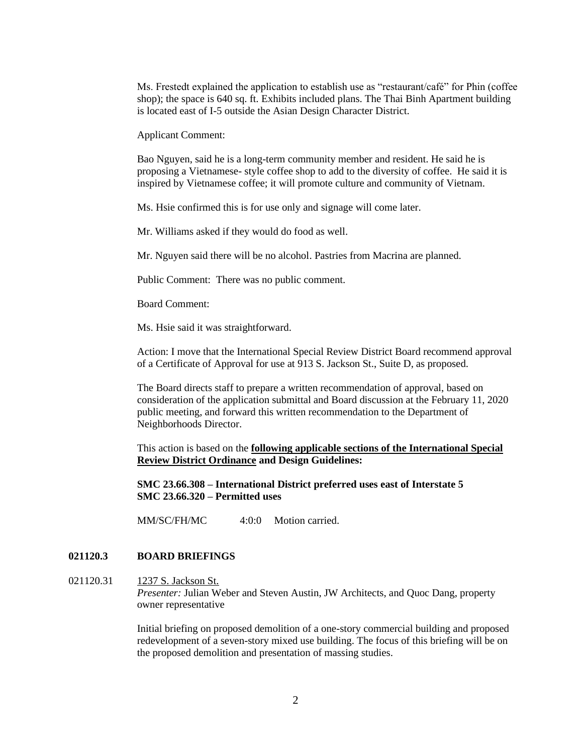Ms. Frestedt explained the application to establish use as "restaurant/café" for Phin (coffee shop); the space is 640 sq. ft. Exhibits included plans. The Thai Binh Apartment building is located east of I-5 outside the Asian Design Character District.

Applicant Comment:

Bao Nguyen, said he is a long-term community member and resident. He said he is proposing a Vietnamese- style coffee shop to add to the diversity of coffee. He said it is inspired by Vietnamese coffee; it will promote culture and community of Vietnam.

Ms. Hsie confirmed this is for use only and signage will come later.

Mr. Williams asked if they would do food as well.

Mr. Nguyen said there will be no alcohol. Pastries from Macrina are planned.

Public Comment: There was no public comment.

Board Comment:

Ms. Hsie said it was straightforward.

Action: I move that the International Special Review District Board recommend approval of a Certificate of Approval for use at 913 S. Jackson St., Suite D, as proposed.

The Board directs staff to prepare a written recommendation of approval, based on consideration of the application submittal and Board discussion at the February 11, 2020 public meeting, and forward this written recommendation to the Department of Neighborhoods Director.

This action is based on the **following applicable sections of the International Special Review District Ordinance and Design Guidelines:**

**SMC 23.66.308 – International District preferred uses east of Interstate 5**
**SMC 23.66.320 – Permitted uses**

MM/SC/FH/MC 4:0:0 Motion carried.

## 021120.3 BOARD BRIEFINGS

021120.31 1237 S. Jackson St.
*Presenter:* Julian Weber and Steven Austin, JW Architects, and Quoc Dang, property owner representative

Initial briefing on proposed demolition of a one-story commercial building and proposed redevelopment of a seven-story mixed use building. The focus of this briefing will be on the proposed demolition and presentation of massing studies.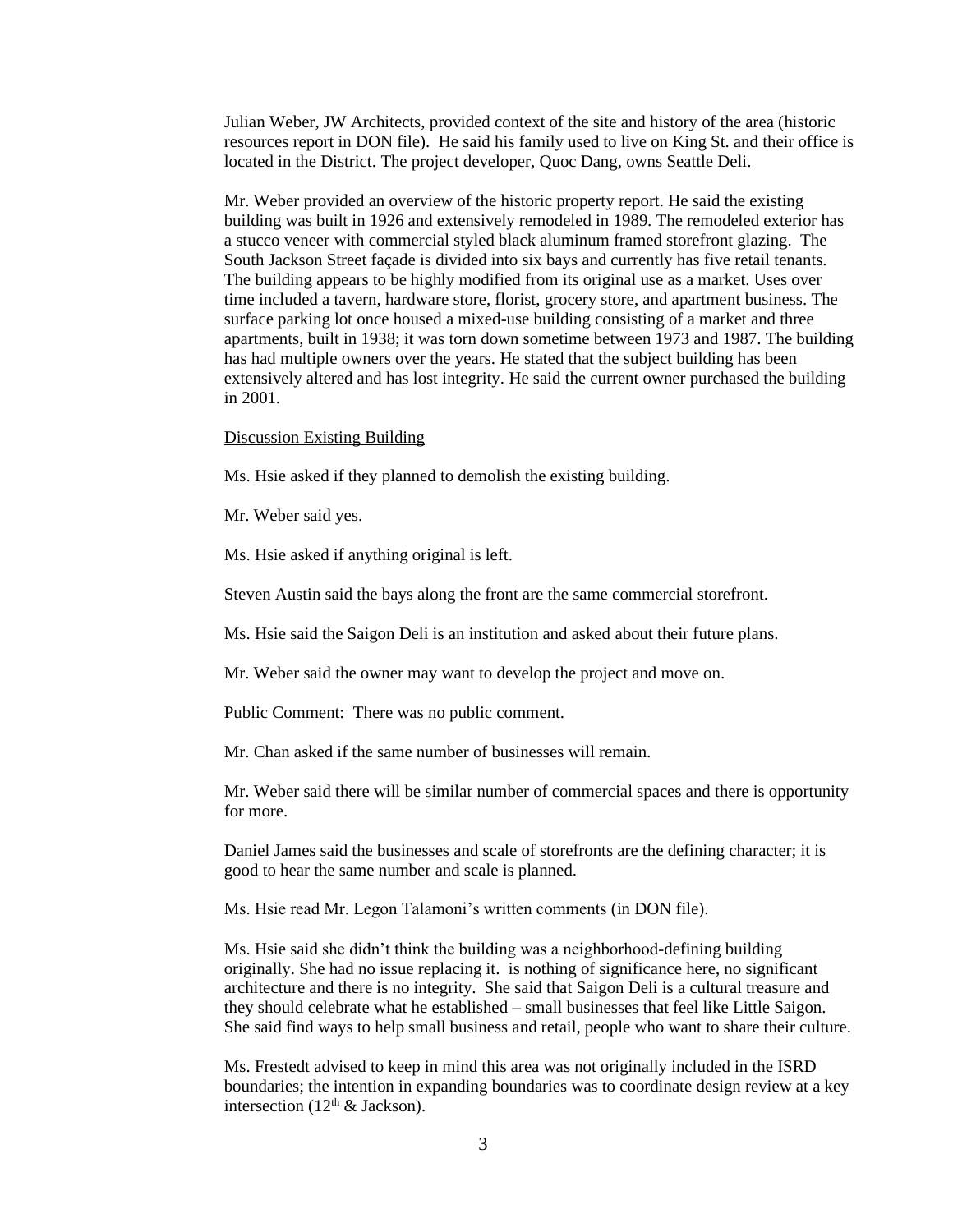Julian Weber, JW Architects, provided context of the site and history of the area (historic resources report in DON file). He said his family used to live on King St. and their office is located in the District. The project developer, Quoc Dang, owns Seattle Deli.

Mr. Weber provided an overview of the historic property report. He said the existing building was built in 1926 and extensively remodeled in 1989. The remodeled exterior has a stucco veneer with commercial styled black aluminum framed storefront glazing. The South Jackson Street façade is divided into six bays and currently has five retail tenants. The building appears to be highly modified from its original use as a market. Uses over time included a tavern, hardware store, florist, grocery store, and apartment business. The surface parking lot once housed a mixed-use building consisting of a market and three apartments, built in 1938; it was torn down sometime between 1973 and 1987. The building has had multiple owners over the years. He stated that the subject building has been extensively altered and has lost integrity. He said the current owner purchased the building in 2001.

<u>Discussion Existing Building</u>

Ms. Hsie asked if they planned to demolish the existing building.

Mr. Weber said yes.

Ms. Hsie asked if anything original is left.

Steven Austin said the bays along the front are the same commercial storefront.

Ms. Hsie said the Saigon Deli is an institution and asked about their future plans.

Mr. Weber said the owner may want to develop the project and move on.

Public Comment: There was no public comment.

Mr. Chan asked if the same number of businesses will remain.

Mr. Weber said there will be similar number of commercial spaces and there is opportunity for more.

Daniel James said the businesses and scale of storefronts are the defining character; it is good to hear the same number and scale is planned.

Ms. Hsie read Mr. Legon Talamoni's written comments (in DON file).

Ms. Hsie said she didn't think the building was a neighborhood-defining building originally. She had no issue replacing it. is nothing of significance here, no significant architecture and there is no integrity. She said that Saigon Deli is a cultural treasure and they should celebrate what he established – small businesses that feel like Little Saigon. She said find ways to help small business and retail, people who want to share their culture.

Ms. Frestedt advised to keep in mind this area was not originally included in the ISRD boundaries; the intention in expanding boundaries was to coordinate design review at a key intersection (12th & Jackson).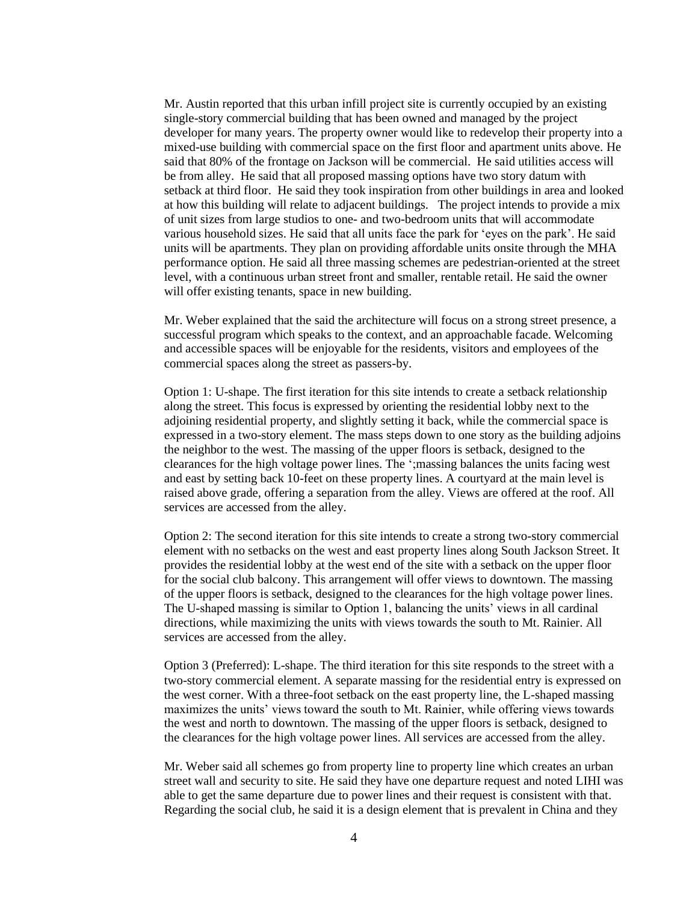Mr. Austin reported that this urban infill project site is currently occupied by an existing single-story commercial building that has been owned and managed by the project developer for many years. The property owner would like to redevelop their property into a mixed-use building with commercial space on the first floor and apartment units above. He said that 80% of the frontage on Jackson will be commercial. He said utilities access will be from alley. He said that all proposed massing options have two story datum with setback at third floor. He said they took inspiration from other buildings in area and looked at how this buildings will relate to adjacent buildings. The project intends to provide a mix of unit sizes from large studios to one- and two-bedroom units that will accommodate various household sizes. He said that all units face the park for 'eyes on the park'. He said units will be apartments. They plan on providing affordable units onsite through the MHA performance option. He said all three massing schemes are pedestrian-oriented at the street level, with a continuous urban street front and smaller, rentable retail. He said the owner will offer existing tenants, space in new building.

Mr. Weber explained that the said the architecture will focus on a strong street presence, a successful program which speaks to the context, and an approachable facade. Welcoming and accessible spaces will be enjoyable for the residents, visitors and employees of the commercial spaces along the street as passers-by.

Option 1: U-shape. The first iteration for this site intends to create a setback relationship along the street. This focus is expressed by orienting the residential lobby next to the adjoining residential property, and slightly setting it back, while the commercial space is expressed in a two-story element. The mass steps down to one story as the building adjoins the neighbor to the west. The massing of the upper floors is setback, designed to the clearances for the high voltage power lines. The ';massing balances the units facing west and east by setting back 10-feet on these property lines. A courtyard at the main level is raised above grade, offering a separation from the alley. Views are offered at the roof. All services are accessed from the alley.

Option 2: The second iteration for this site intends to create a strong two-story commercial element with no setbacks on the west and east property lines along South Jackson Street. It provides the residential lobby at the west end of the site with a setback on the upper floor for the social club balcony. This arrangement will offer views to downtown. The massing of the upper floors is setback, designed to the clearances for the high voltage power lines. The U-shaped massing is similar to Option 1, balancing the units' views in all cardinal directions, while maximizing the units with views towards the south to Mt. Rainier. All services are accessed from the alley.

Option 3 (Preferred): L-shape. The third iteration for this site responds to the street with a two-story commercial element. A separate massing for the residential entry is expressed on the west corner. With a three-foot setback on the east property line, the L-shaped massing maximizes the units' views toward the south to Mt. Rainier, while offering views towards the west and north to downtown. The massing of the upper floors is setback, designed to the clearances for the high voltage power lines. All services are accessed from the alley.

Mr. Weber said all schemes go from property line to property line which creates an urban street wall and security to site. He said they have one departure request and noted LIHI was able to get the same departure due to power lines and their request is consistent with that. Regarding the social club, he said it is a design element that is prevalent in China and they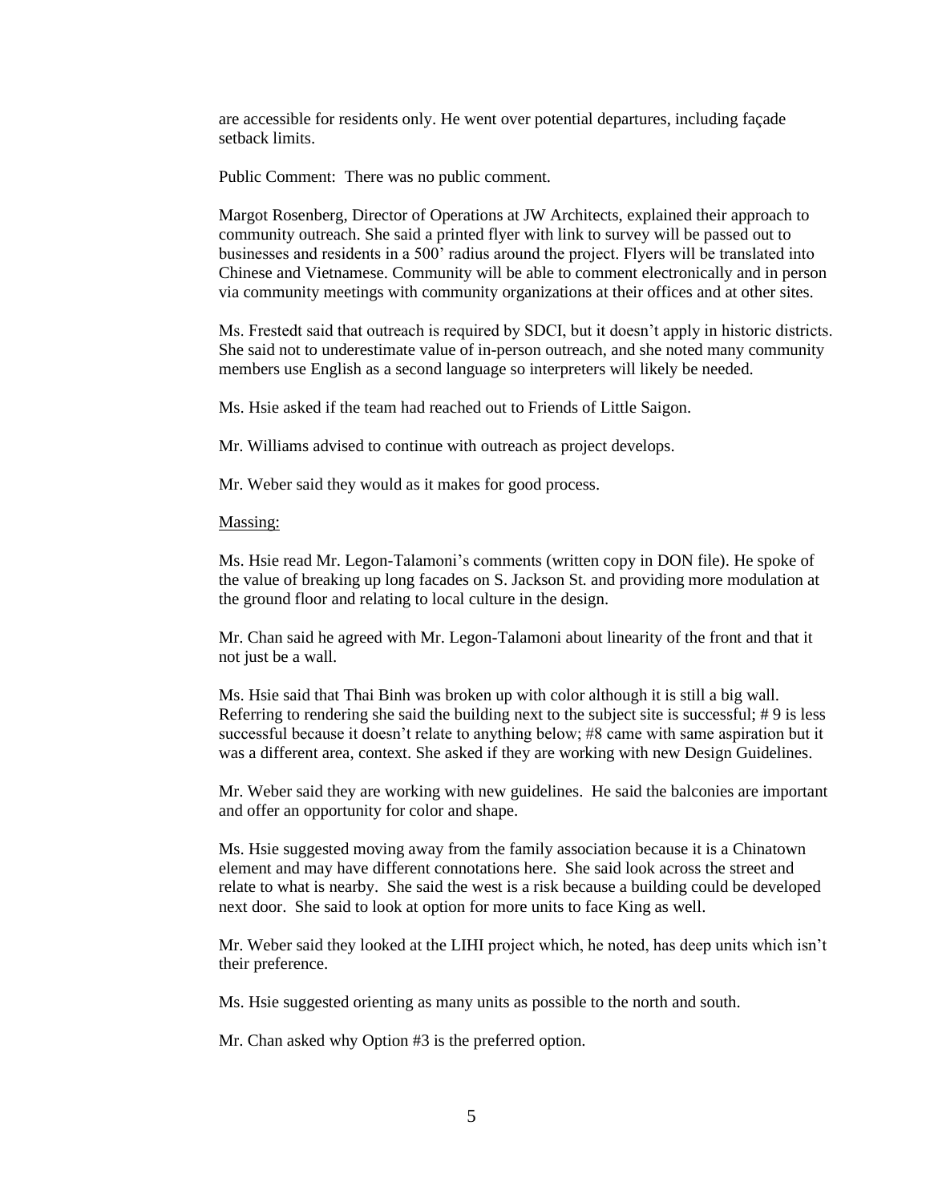are accessible for residents only. He went over potential departures, including façade setback limits.

Public Comment: There was no public comment.

Margot Rosenberg, Director of Operations at JW Architects, explained their approach to community outreach. She said a printed flyer with link to survey will be passed out to businesses and residents in a 500' radius around the project. Flyers will be translated into Chinese and Vietnamese. Community will be able to comment electronically and in person via community meetings with community organizations at their offices and at other sites.

Ms. Frestedt said that outreach is required by SDCI, but it doesn't apply in historic districts. She said not to underestimate value of in-person outreach, and she noted many community members use English as a second language so interpreters will likely be needed.

Ms. Hsie asked if the team had reached out to Friends of Little Saigon.

Mr. Williams advised to continue with outreach as project develops.

Mr. Weber said they would as it makes for good process.

<u>Massing:</u>

Ms. Hsie read Mr. Legon-Talamoni's comments (written copy in DON file). He spoke of the value of breaking up long facades on S. Jackson St. and providing more modulation at the ground floor and relating to local culture in the design.

Mr. Chan said he agreed with Mr. Legon-Talamoni about linearity of the front and that it not just be a wall.

Ms. Hsie said that Thai Binh was broken up with color although it is still a big wall. Referring to rendering she said the building next to the subject site is successful; # 9 is less successful because it doesn't relate to anything below; #8 came with same aspiration but it was a different area, context. She asked if they are working with new Design Guidelines.

Mr. Weber said they are working with new guidelines. He said the balconies are important and offer an opportunity for color and shape.

Ms. Hsie suggested moving away from the family association because it is a Chinatown element and may have different connotations here. She said look across the street and relate to what is nearby. She said the west is a risk because a building could be developed next door. She said to look at option for more units to face King as well.

Mr. Weber said they looked at the LIHI project which, he noted, has deep units which isn't their preference.

Ms. Hsie suggested orienting as many units as possible to the north and south.

Mr. Chan asked why Option #3 is the preferred option.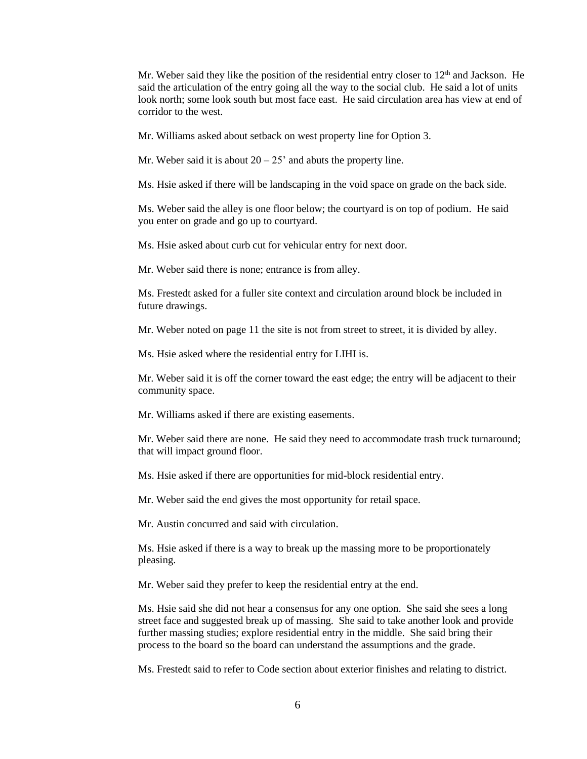Mr. Weber said they like the position of the residential entry closer to 12th and Jackson. He said the articulation of the entry going all the way to the social club. He said a lot of units look north; some look south but most face east. He said circulation area has view at end of corridor to the west.

Mr. Williams asked about setback on west property line for Option 3.

Mr. Weber said it is about 20 – 25' and abuts the property line.

Ms. Hsie asked if there will be landscaping in the void space on grade on the back side.

Ms. Weber said the alley is one floor below; the courtyard is on top of podium. He said you enter on grade and go up to courtyard.

Ms. Hsie asked about curb cut for vehicular entry for next door.

Mr. Weber said there is none; entrance is from alley.

Ms. Frestedt asked for a fuller site context and circulation around block be included in future drawings.

Mr. Weber noted on page 11 the site is not from street to street, it is divided by alley.

Ms. Hsie asked where the residential entry for LIHI is.

Mr. Weber said it is off the corner toward the east edge; the entry will be adjacent to their community space.

Mr. Williams asked if there are existing easements.

Mr. Weber said there are none. He said they need to accommodate trash truck turnaround; that will impact ground floor.

Ms. Hsie asked if there are opportunities for mid-block residential entry.

Mr. Weber said the end gives the most opportunity for retail space.

Mr. Austin concurred and said with circulation.

Ms. Hsie asked if there is a way to break up the massing more to be proportionately pleasing.

Mr. Weber said they prefer to keep the residential entry at the end.

Ms. Hsie said she did not hear a consensus for any one option. She said she sees a long street face and suggested break up of massing. She said to take another look and provide further massing studies; explore residential entry in the middle. She said bring their process to the board so the board can understand the assumptions and the grade.

Ms. Frestedt said to refer to Code section about exterior finishes and relating to district.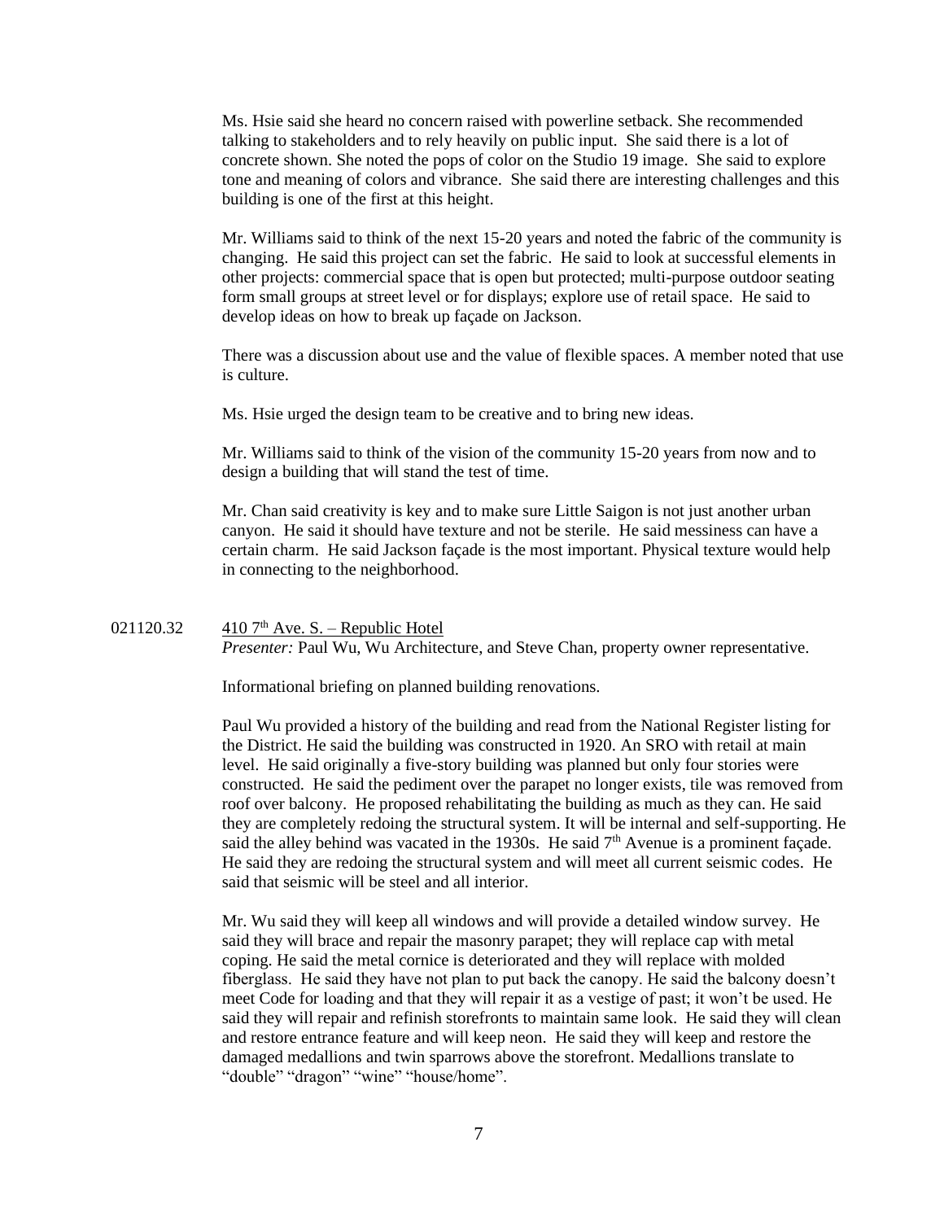Ms. Hsie said she heard no concern raised with powerline setback. She recommended talking to stakeholders and to rely heavily on public input. She said there is a lot of concrete shown. She noted the pops of color on the Studio 19 image. She said to explore tone and meaning of colors and vibrance. She said there are interesting challenges and this building is one of the first at this height.

Mr. Williams said to think of the next 15-20 years and noted the fabric of the community is changing. He said this project can set the fabric. He said to look at successful elements in other projects: commercial space that is open but protected; multi-purpose outdoor seating form small groups at street level or for displays; explore use of retail space. He said to develop ideas on how to break up façade on Jackson.

There was a discussion about use and the value of flexible spaces. A member noted that use is culture.

Ms. Hsie urged the design team to be creative and to bring new ideas.

Mr. Williams said to think of the vision of the community 15-20 years from now and to design a building that will stand the test of time.

Mr. Chan said creativity is key and to make sure Little Saigon is not just another urban canyon. He said it should have texture and not be sterile. He said messiness can have a certain charm. He said Jackson façade is the most important. Physical texture would help in connecting to the neighborhood.

021120.32 410 7th Ave. S. – Republic Hotel

*Presenter:* Paul Wu, Wu Architecture, and Steve Chan, property owner representative.

Informational briefing on planned building renovations.

Paul Wu provided a history of the building and read from the National Register listing for the District. He said the building was constructed in 1920. An SRO with retail at main level. He said originally a five-story building was planned but only four stories were constructed. He said the pediment over the parapet no longer exists, tile was removed from roof over balcony. He proposed rehabilitating the building as much as they can. He said they are completely redoing the structural system. It will be internal and self-supporting. He said the alley behind was vacated in the 1930s. He said 7th Avenue is a prominent façade. He said they are redoing the structural system and will meet all current seismic codes. He said that seismic will be steel and all interior.

Mr. Wu said they will keep all windows and will provide a detailed window survey. He said they will brace and repair the masonry parapet; they will replace cap with metal coping. He said the metal cornice is deteriorated and they will replace with molded fiberglass. He said they have not plan to put back the canopy. He said the balcony doesn't meet Code for loading and that they will repair it as a vestige of past; it won't be used. He said they will repair and refinish storefronts to maintain same look. He said they will clean and restore entrance feature and will keep neon. He said they will keep and restore the damaged medallions and twin sparrows above the storefront. Medallions translate to "double" "dragon" "wine" "house/home".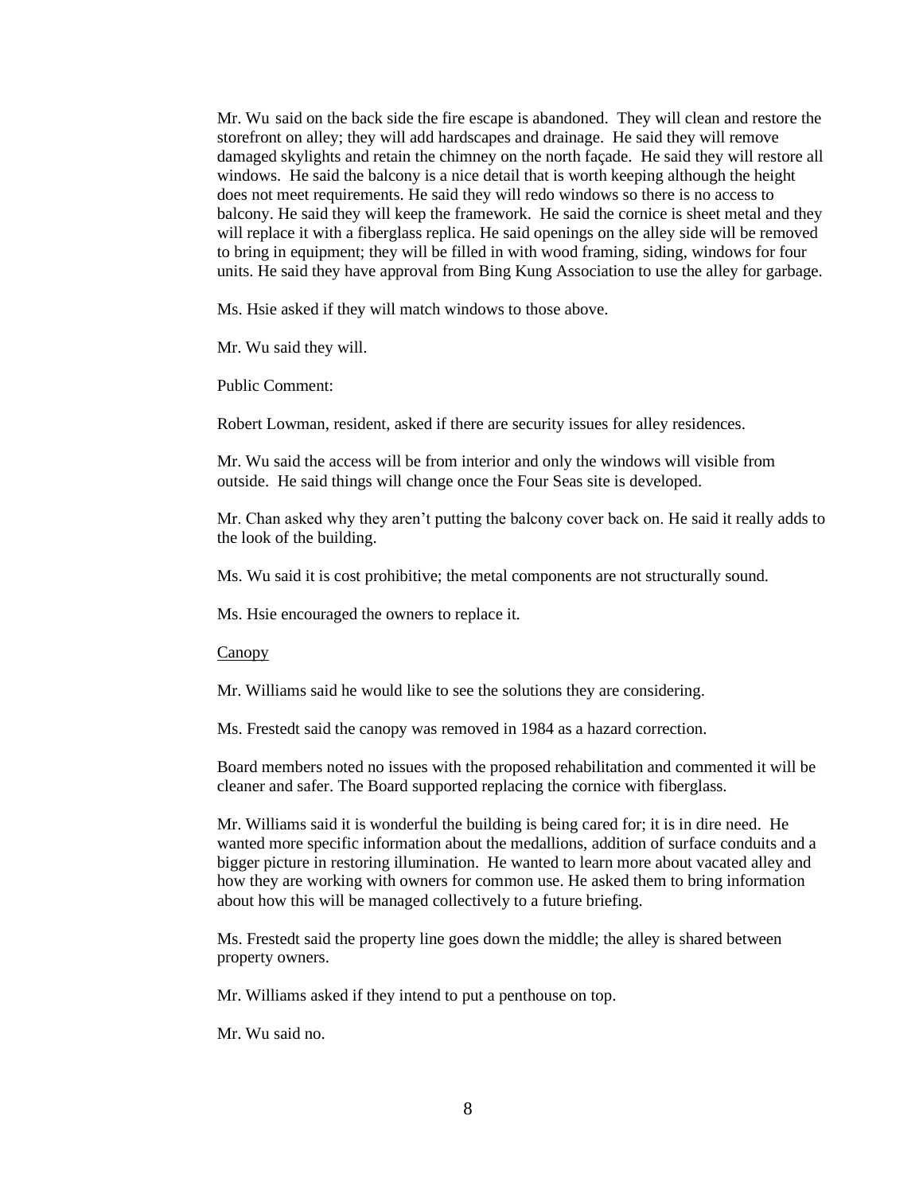Mr. Wu said on the back side the fire escape is abandoned. They will clean and restore the storefront on alley; they will add hardscapes and drainage. He said they will remove damaged skylights and retain the chimney on the north façade. He said they will restore all windows. He said the balcony is a nice detail that is worth keeping although the height does not meet requirements. He said they will redo windows so there is no access to balcony. He said they will keep the framework. He said the cornice is sheet metal and they will replace it with a fiberglass replica. He said openings on the alley side will be removed to bring in equipment; they will be filled in with wood framing, siding, windows for four units. He said they have approval from Bing Kung Association to use the alley for garbage.

Ms. Hsie asked if they will match windows to those above.

Mr. Wu said they will.

Public Comment:

Robert Lowman, resident, asked if there are security issues for alley residences.

Mr. Wu said the access will be from interior and only the windows will visible from outside. He said things will change once the Four Seas site is developed.

Mr. Chan asked why they aren't putting the balcony cover back on. He said it really adds to the look of the building.

Ms. Wu said it is cost prohibitive; the metal components are not structurally sound.

Ms. Hsie encouraged the owners to replace it.

Canopy

Mr. Williams said he would like to see the solutions they are considering.

Ms. Frestedt said the canopy was removed in 1984 as a hazard correction.

Board members noted no issues with the proposed rehabilitation and commented it will be cleaner and safer. The Board supported replacing the cornice with fiberglass.

Mr. Williams said it is wonderful the building is being cared for; it is in dire need. He wanted more specific information about the medallions, addition of surface conduits and a bigger picture in restoring illumination. He wanted to learn more about vacated alley and how they are working with owners for common use. He asked them to bring information about how this will be managed collectively to a future briefing.

Ms. Frestedt said the property line goes down the middle; the alley is shared between property owners.

Mr. Williams asked if they intend to put a penthouse on top.

Mr. Wu said no.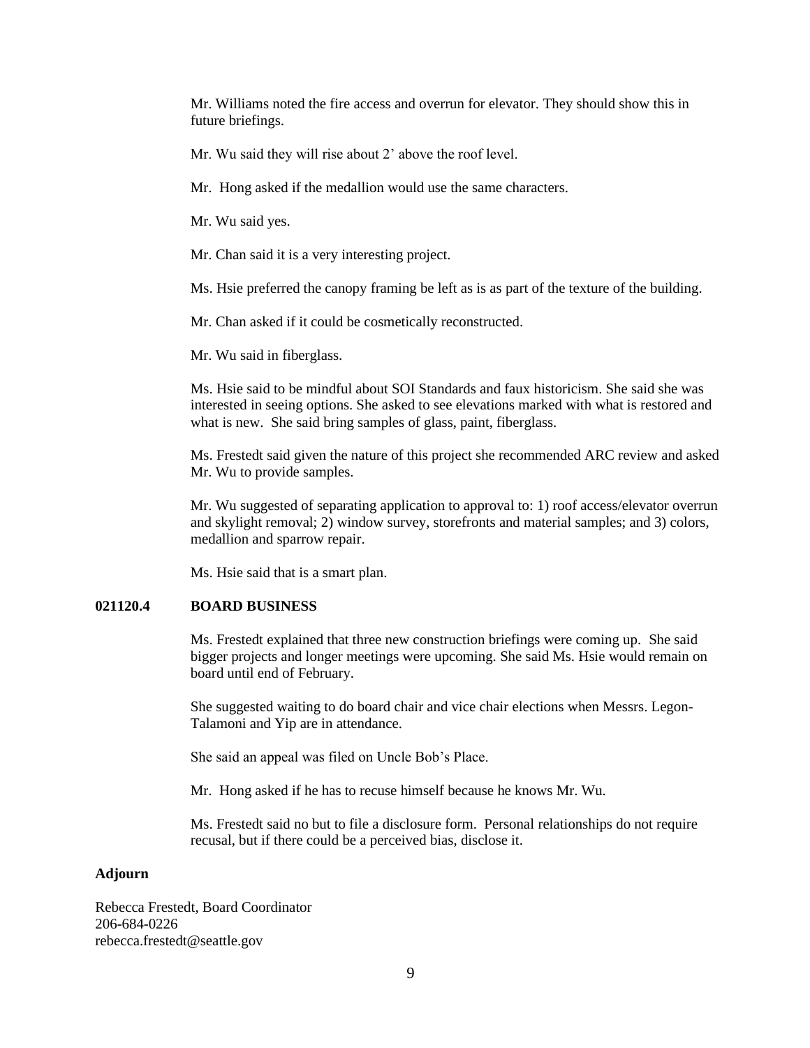Mr. Williams noted the fire access and overrun for elevator. They should show this in future briefings.

Mr. Wu said they will rise about 2' above the roof level.

Mr. Hong asked if the medallion would use the same characters.

Mr. Wu said yes.

Mr. Chan said it is a very interesting project.

Ms. Hsie preferred the canopy framing be left as is as part of the texture of the building.

Mr. Chan asked if it could be cosmetically reconstructed.

Mr. Wu said in fiberglass.

Ms. Hsie said to be mindful about SOI Standards and faux historicism. She said she was interested in seeing options. She asked to see elevations marked with what is restored and what is new. She said bring samples of glass, paint, fiberglass.

Ms. Frestedt said given the nature of this project she recommended ARC review and asked Mr. Wu to provide samples.

Mr. Wu suggested of separating application to approval to: 1) roof access/elevator overrun and skylight removal; 2) window survey, storefronts and material samples; and 3) colors, medallion and sparrow repair.

Ms. Hsie said that is a smart plan.

**021120.4 BOARD BUSINESS**

Ms. Frestedt explained that three new construction briefings were coming up. She said bigger projects and longer meetings were upcoming. She said Ms. Hsie would remain on board until end of February.

She suggested waiting to do board chair and vice chair elections when Messrs. Legon-Talamoni and Yip are in attendance.

She said an appeal was filed on Uncle Bob's Place.

Mr. Hong asked if he has to recuse himself because he knows Mr. Wu.

Ms. Frestedt said no but to file a disclosure form. Personal relationships do not require recusal, but if there could be a perceived bias, disclose it.

**Adjourn**

Rebecca Frestedt, Board Coordinator
206-684-0226
rebecca.frestedt@seattle.gov